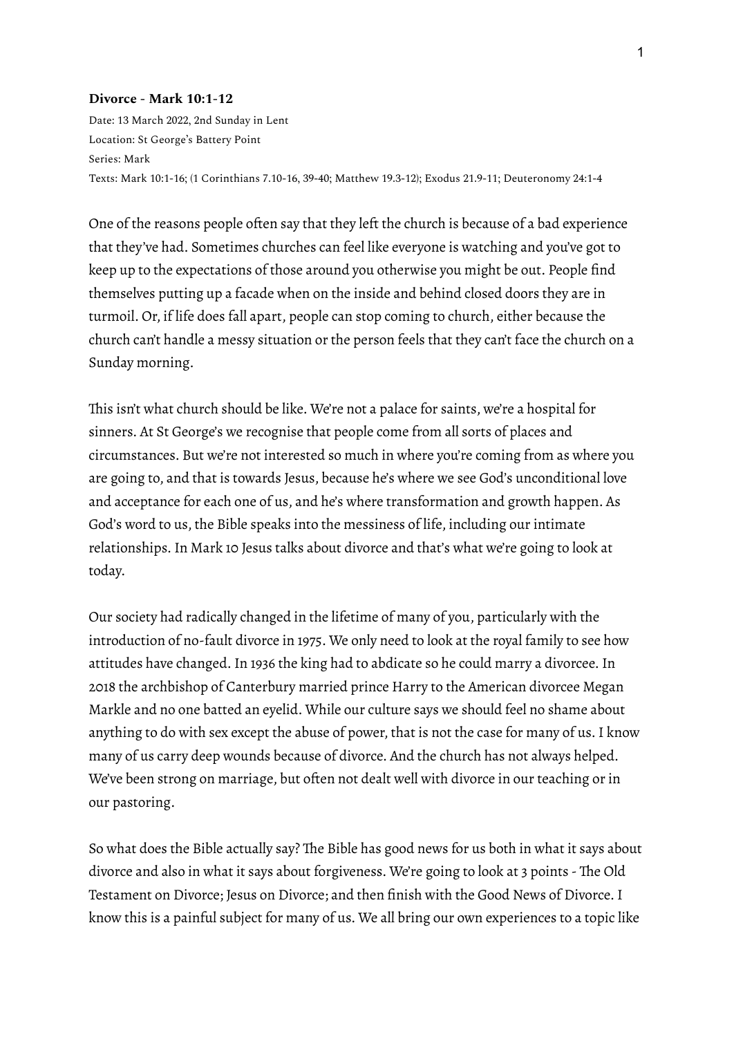**Divorce - Mark 10:1-12**

Date: 13 March 2022, 2nd Sunday in Lent
Location: St George's Battery Point
Series: Mark
Texts: Mark 10:1-16; (1 Corinthians 7.10-16, 39-40; Matthew 19.3-12); Exodus 21.9-11; Deuteronomy 24:1-4

One of the reasons people often say that they left the church is because of a bad experience that they've had. Sometimes churches can feel like everyone is watching and you've got to keep up to the expectations of those around you otherwise you might be out. People find themselves putting up a facade when on the inside and behind closed doors they are in turmoil. Or, if life does fall apart, people can stop coming to church, either because the church can't handle a messy situation or the person feels that they can't face the church on a Sunday morning.

This isn't what church should be like. We're not a palace for saints, we're a hospital for sinners. At St George's we recognise that people come from all sorts of places and circumstances. But we're not interested so much in where you're coming from as where you are going to, and that is towards Jesus, because he's where we see God's unconditional love and acceptance for each one of us, and he's where transformation and growth happen. As God's word to us, the Bible speaks into the messiness of life, including our intimate relationships. In Mark 10 Jesus talks about divorce and that's what we're going to look at today.

Our society had radically changed in the lifetime of many of you, particularly with the introduction of no-fault divorce in 1975. We only need to look at the royal family to see how attitudes have changed. In 1936 the king had to abdicate so he could marry a divorcee. In 2018 the archbishop of Canterbury married prince Harry to the American divorcee Megan Markle and no one batted an eyelid. While our culture says we should feel no shame about anything to do with sex except the abuse of power, that is not the case for many of us. I know many of us carry deep wounds because of divorce. And the church has not always helped. We've been strong on marriage, but often not dealt well with divorce in our teaching or in our pastoring.

So what does the Bible actually say? The Bible has good news for us both in what it says about divorce and also in what it says about forgiveness. We're going to look at 3 points - The Old Testament on Divorce; Jesus on Divorce; and then finish with the Good News of Divorce. I know this is a painful subject for many of us. We all bring our own experiences to a topic like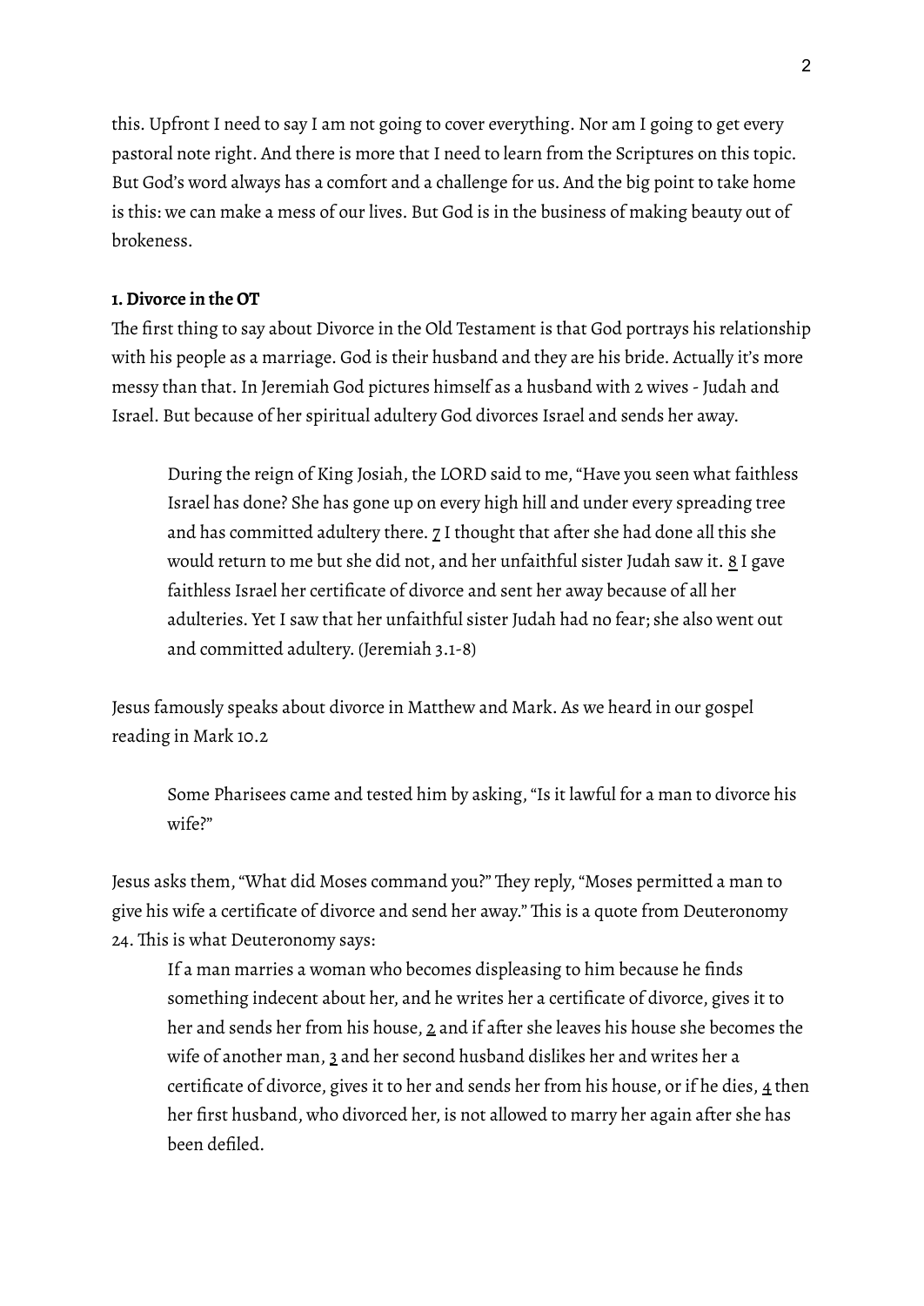this. Upfront I need to say I am not going to cover everything. Nor am I going to get every pastoral note right. And there is more that I need to learn from the Scriptures on this topic. But God's word always has a comfort and a challenge for us. And the big point to take home is this: we can make a mess of our lives. But God is in the business of making beauty out of brokeness.

**1. Divorce in the OT**

The first thing to say about Divorce in the Old Testament is that God portrays his relationship with his people as a marriage. God is their husband and they are his bride. Actually it's more messy than that. In Jeremiah God pictures himself as a husband with 2 wives - Judah and Israel. But because of her spiritual adultery God divorces Israel and sends her away.

> During the reign of King Josiah, the LORD said to me, "Have you seen what faithless Israel has done? She has gone up on every high hill and under every spreading tree and has committed adultery there. 7 I thought that after she had done all this she would return to me but she did not, and her unfaithful sister Judah saw it. 8 I gave faithless Israel her certificate of divorce and sent her away because of all her adulteries. Yet I saw that her unfaithful sister Judah had no fear; she also went out and committed adultery. (Jeremiah 3.1-8)

Jesus famously speaks about divorce in Matthew and Mark. As we heard in our gospel reading in Mark 10.2

> Some Pharisees came and tested him by asking, "Is it lawful for a man to divorce his wife?"

Jesus asks them, "What did Moses command you?" They reply, "Moses permitted a man to give his wife a certificate of divorce and send her away." This is a quote from Deuteronomy 24. This is what Deuteronomy says:

> If a man marries a woman who becomes displeasing to him because he finds something indecent about her, and he writes her a certificate of divorce, gives it to her and sends her from his house, 2 and if after she leaves his house she becomes the wife of another man, 3 and her second husband dislikes her and writes her a certificate of divorce, gives it to her and sends her from his house, or if he dies, 4 then her first husband, who divorced her, is not allowed to marry her again after she has been defiled.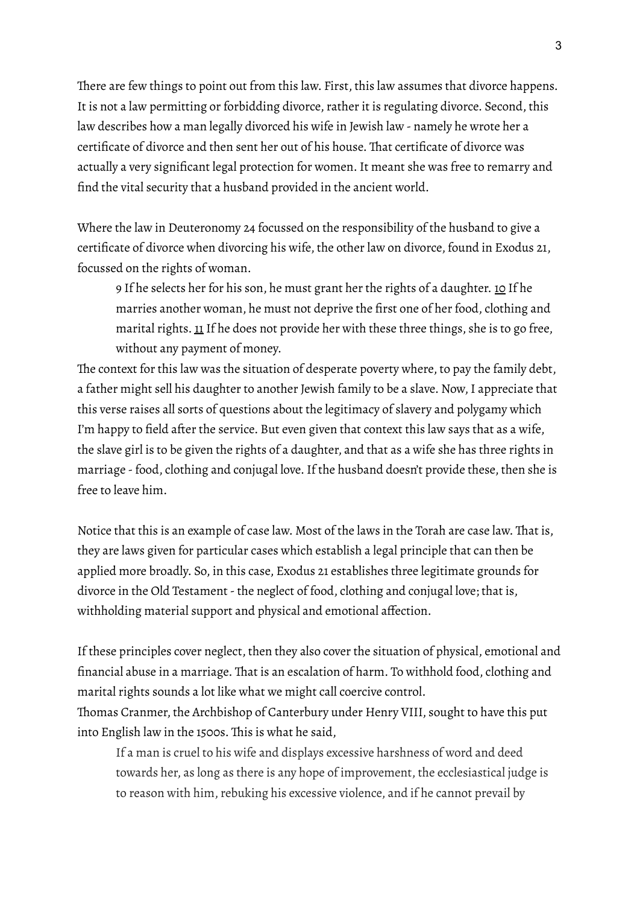There are few things to point out from this law. First, this law assumes that divorce happens. It is not a law permitting or forbidding divorce, rather it is regulating divorce. Second, this law describes how a man legally divorced his wife in Jewish law - namely he wrote her a certificate of divorce and then sent her out of his house. That certificate of divorce was actually a very significant legal protection for women. It meant she was free to remarry and find the vital security that a husband provided in the ancient world.

Where the law in Deuteronomy 24 focussed on the responsibility of the husband to give a certificate of divorce when divorcing his wife, the other law on divorce, found in Exodus 21, focussed on the rights of woman.

> 9 If he selects her for his son, he must grant her the rights of a daughter. 10 If he marries another woman, he must not deprive the first one of her food, clothing and marital rights. 11 If he does not provide her with these three things, she is to go free, without any payment of money.

The context for this law was the situation of desperate poverty where, to pay the family debt, a father might sell his daughter to another Jewish family to be a slave. Now, I appreciate that this verse raises all sorts of questions about the legitimacy of slavery and polygamy which I'm happy to field after the service. But even given that context this law says that as a wife, the slave girl is to be given the rights of a daughter, and that as a wife she has three rights in marriage - food, clothing and conjugal love. If the husband doesn't provide these, then she is free to leave him.

Notice that this is an example of case law. Most of the laws in the Torah are case law. That is, they are laws given for particular cases which establish a legal principle that can then be applied more broadly. So, in this case, Exodus 21 establishes three legitimate grounds for divorce in the Old Testament - the neglect of food, clothing and conjugal love; that is, withholding material support and physical and emotional affection.

If these principles cover neglect, then they also cover the situation of physical, emotional and financial abuse in a marriage. That is an escalation of harm. To withhold food, clothing and marital rights sounds a lot like what we might call coercive control.

Thomas Cranmer, the Archbishop of Canterbury under Henry VIII, sought to have this put into English law in the 1500s. This is what he said,

> If a man is cruel to his wife and displays excessive harshness of word and deed towards her, as long as there is any hope of improvement, the ecclesiastical judge is to reason with him, rebuking his excessive violence, and if he cannot prevail by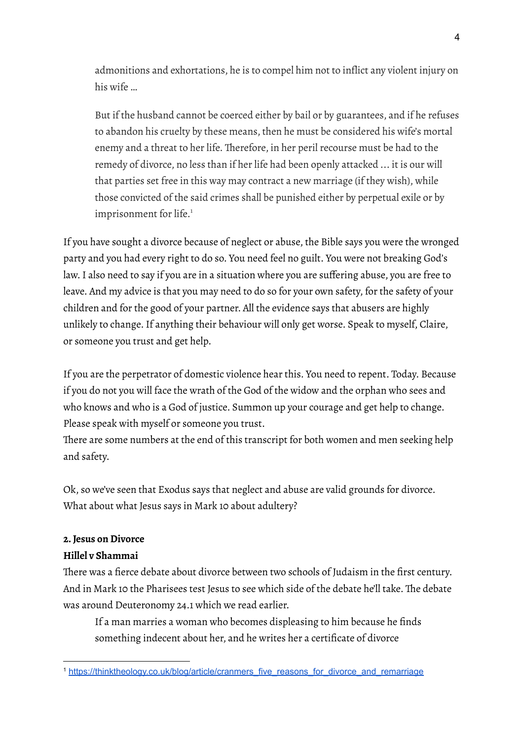> admonitions and exhortations, he is to compel him not to inflict any violent injury on his wife …
>
> But if the husband cannot be coerced either by bail or by guarantees, and if he refuses to abandon his cruelty by these means, then he must be considered his wife's mortal enemy and a threat to her life. Therefore, in her peril recourse must be had to the remedy of divorce, no less than if her life had been openly attacked … it is our will that parties set free in this way may contract a new marriage (if they wish), while those convicted of the said crimes shall be punished either by perpetual exile or by imprisonment for life.[1]

If you have sought a divorce because of neglect or abuse, the Bible says you were the wronged party and you had every right to do so. You need feel no guilt. You were not breaking God's law. I also need to say if you are in a situation where you are suffering abuse, you are free to leave. And my advice is that you may need to do so for your own safety, for the safety of your children and for the good of your partner. All the evidence says that abusers are highly unlikely to change. If anything their behaviour will only get worse. Speak to myself, Claire, or someone you trust and get help.

If you are the perpetrator of domestic violence hear this. You need to repent. Today. Because if you do not you will face the wrath of the God of the widow and the orphan who sees and who knows and who is a God of justice. Summon up your courage and get help to change. Please speak with myself or someone you trust.
There are some numbers at the end of this transcript for both women and men seeking help and safety.

Ok, so we've seen that Exodus says that neglect and abuse are valid grounds for divorce. What about what Jesus says in Mark 10 about adultery?

**2. Jesus on Divorce**
**Hillel v Shammai**
There was a fierce debate about divorce between two schools of Judaism in the first century. And in Mark 10 the Pharisees test Jesus to see which side of the debate he'll take. The debate was around Deuteronomy 24.1 which we read earlier.

> If a man marries a woman who becomes displeasing to him because he finds something indecent about her, and he writes her a certificate of divorce

[1] https://thinktheology.co.uk/blog/article/cranmers_five_reasons_for_divorce_and_remarriage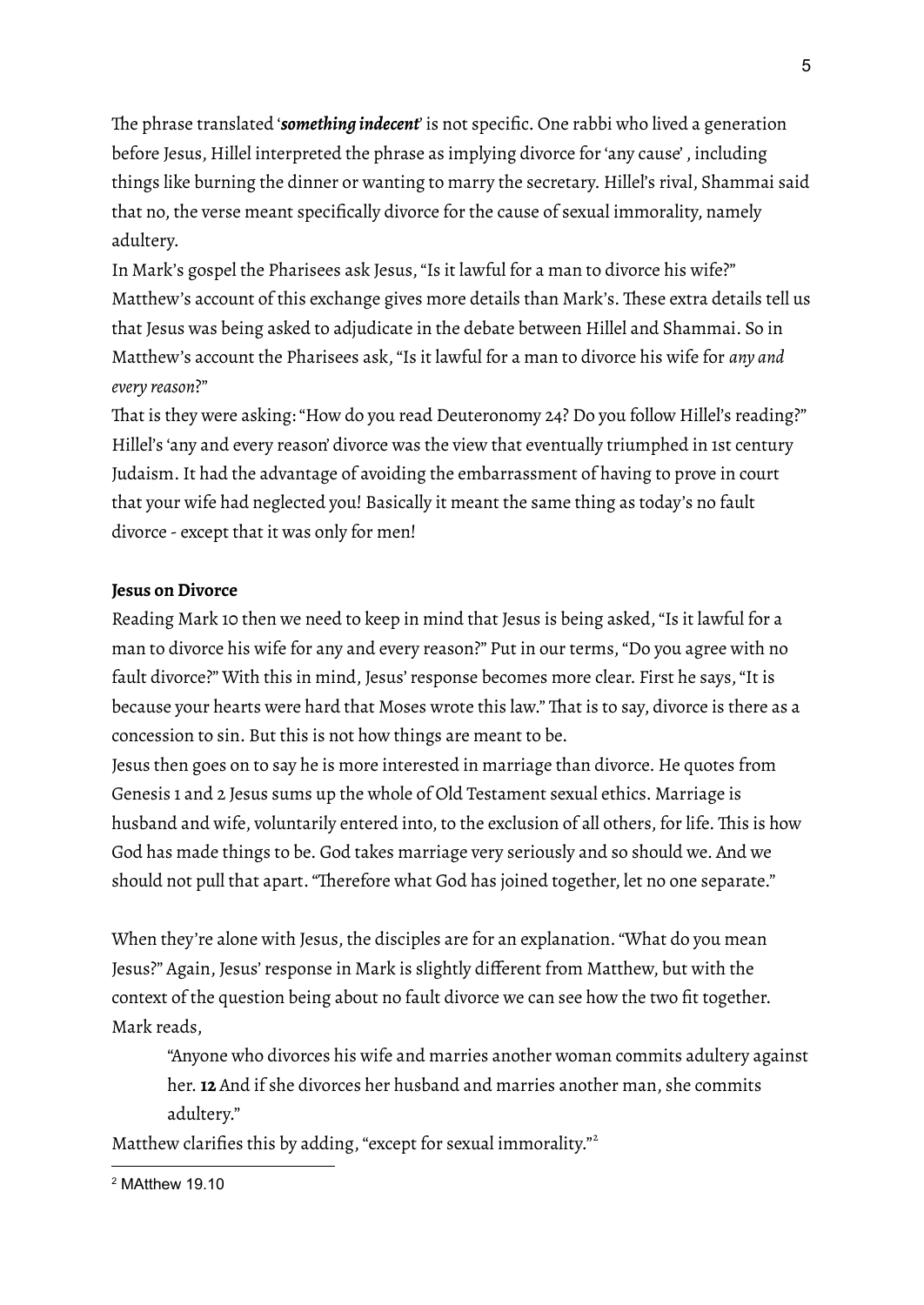The phrase translated '***something indecent***' is not specific. One rabbi who lived a generation before Jesus, Hillel interpreted the phrase as implying divorce for 'any cause' , including things like burning the dinner or wanting to marry the secretary. Hillel's rival, Shammai said that no, the verse meant specifically divorce for the cause of sexual immorality, namely adultery.

In Mark's gospel the Pharisees ask Jesus, "Is it lawful for a man to divorce his wife?" Matthew's account of this exchange gives more details than Mark's. These extra details tell us that Jesus was being asked to adjudicate in the debate between Hillel and Shammai. So in Matthew's account the Pharisees ask, "Is it lawful for a man to divorce his wife for *any and every reason*?"

That is they were asking: "How do you read Deuteronomy 24? Do you follow Hillel's reading?" Hillel's 'any and every reason' divorce was the view that eventually triumphed in 1st century Judaism. It had the advantage of avoiding the embarrassment of having to prove in court that your wife had neglected you! Basically it meant the same thing as today's no fault divorce - except that it was only for men!

**Jesus on Divorce**

Reading Mark 10 then we need to keep in mind that Jesus is being asked, "Is it lawful for a man to divorce his wife for any and every reason?" Put in our terms, "Do you agree with no fault divorce?" With this in mind, Jesus' response becomes more clear. First he says, "It is because your hearts were hard that Moses wrote this law." That is to say, divorce is there as a concession to sin. But this is not how things are meant to be.

Jesus then goes on to say he is more interested in marriage than divorce. He quotes from Genesis 1 and 2 Jesus sums up the whole of Old Testament sexual ethics. Marriage is husband and wife, voluntarily entered into, to the exclusion of all others, for life. This is how God has made things to be. God takes marriage very seriously and so should we. And we should not pull that apart. "Therefore what God has joined together, let no one separate."

When they're alone with Jesus, the disciples are for an explanation. "What do you mean Jesus?" Again, Jesus' response in Mark is slightly different from Matthew, but with the context of the question being about no fault divorce we can see how the two fit together. Mark reads,

> "Anyone who divorces his wife and marries another woman commits adultery against her. **12** And if she divorces her husband and marries another man, she commits adultery."

Matthew clarifies this by adding, "except for sexual immorality."[2]

[2] MAtthew 19.10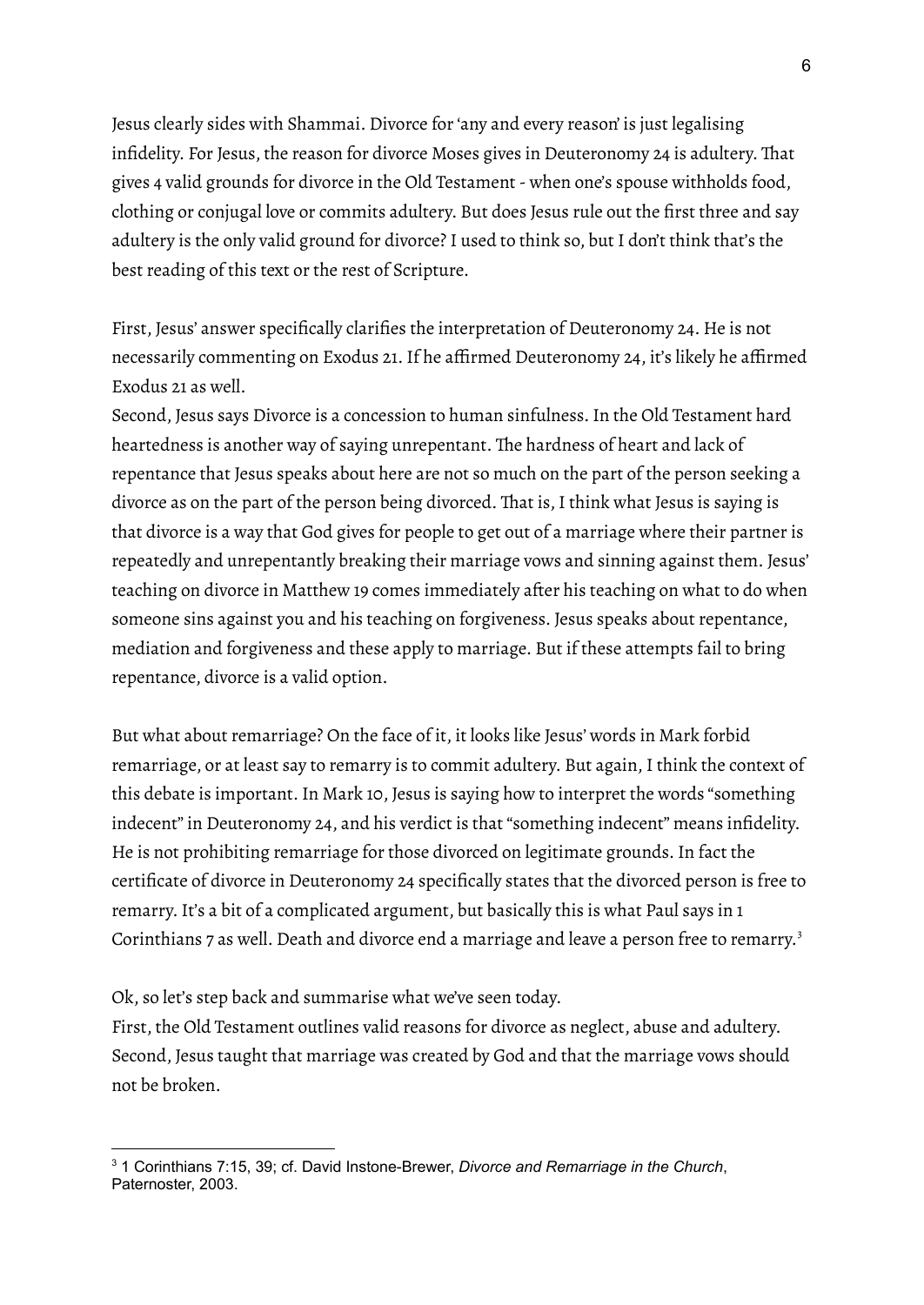Jesus clearly sides with Shammai. Divorce for 'any and every reason' is just legalising infidelity. For Jesus, the reason for divorce Moses gives in Deuteronomy 24 is adultery. That gives 4 valid grounds for divorce in the Old Testament - when one's spouse withholds food, clothing or conjugal love or commits adultery. But does Jesus rule out the first three and say adultery is the only valid ground for divorce? I used to think so, but I don't think that's the best reading of this text or the rest of Scripture.

First, Jesus' answer specifically clarifies the interpretation of Deuteronomy 24. He is not necessarily commenting on Exodus 21. If he affirmed Deuteronomy 24, it's likely he affirmed Exodus 21 as well.

Second, Jesus says Divorce is a concession to human sinfulness. In the Old Testament hard heartedness is another way of saying unrepentant. The hardness of heart and lack of repentance that Jesus speaks about here are not so much on the part of the person seeking a divorce as on the part of the person being divorced. That is, I think what Jesus is saying is that divorce is a way that God gives for people to get out of a marriage where their partner is repeatedly and unrepentantly breaking their marriage vows and sinning against them. Jesus' teaching on divorce in Matthew 19 comes immediately after his teaching on what to do when someone sins against you and his teaching on forgiveness. Jesus speaks about repentance, mediation and forgiveness and these apply to marriage. But if these attempts fail to bring repentance, divorce is a valid option.

But what about remarriage? On the face of it, it looks like Jesus' words in Mark forbid remarriage, or at least say to remarry is to commit adultery. But again, I think the context of this debate is important. In Mark 10, Jesus is saying how to interpret the words "something indecent" in Deuteronomy 24, and his verdict is that "something indecent" means infidelity. He is not prohibiting remarriage for those divorced on legitimate grounds. In fact the certificate of divorce in Deuteronomy 24 specifically states that the divorced person is free to remarry. It's a bit of a complicated argument, but basically this is what Paul says in 1 Corinthians 7 as well. Death and divorce end a marriage and leave a person free to remarry.[3]

Ok, so let's step back and summarise what we've seen today.

First, the Old Testament outlines valid reasons for divorce as neglect, abuse and adultery.

Second, Jesus taught that marriage was created by God and that the marriage vows should not be broken.

---

[3] 1 Corinthians 7:15, 39; cf. David Instone-Brewer, *Divorce and Remarriage in the Church*, Paternoster, 2003.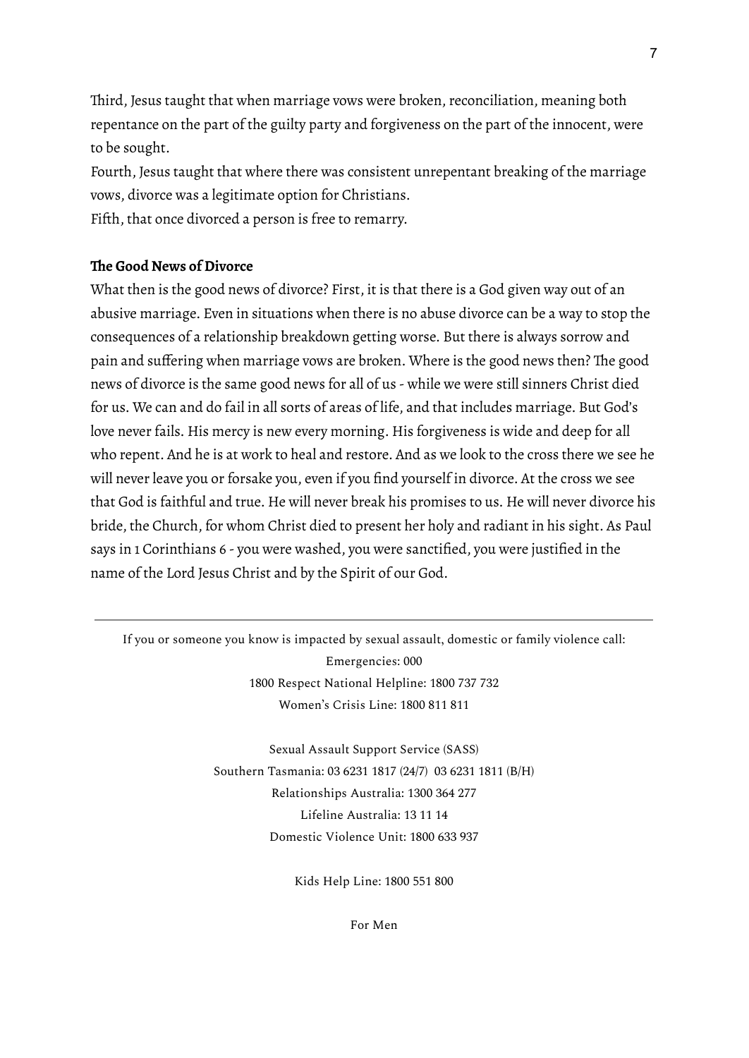Third, Jesus taught that when marriage vows were broken, reconciliation, meaning both repentance on the part of the guilty party and forgiveness on the part of the innocent, were to be sought.

Fourth, Jesus taught that where there was consistent unrepentant breaking of the marriage vows, divorce was a legitimate option for Christians.

Fifth, that once divorced a person is free to remarry.

**The Good News of Divorce**

What then is the good news of divorce? First, it is that there is a God given way out of an abusive marriage. Even in situations when there is no abuse divorce can be a way to stop the consequences of a relationship breakdown getting worse. But there is always sorrow and pain and suffering when marriage vows are broken. Where is the good news then? The good news of divorce is the same good news for all of us - while we were still sinners Christ died for us. We can and do fail in all sorts of areas of life, and that includes marriage. But God's love never fails. His mercy is new every morning. His forgiveness is wide and deep for all who repent. And he is at work to heal and restore. And as we look to the cross there we see he will never leave you or forsake you, even if you find yourself in divorce. At the cross we see that God is faithful and true. He will never break his promises to us. He will never divorce his bride, the Church, for whom Christ died to present her holy and radiant in his sight. As Paul says in 1 Corinthians 6 - you were washed, you were sanctified, you were justified in the name of the Lord Jesus Christ and by the Spirit of our God.

---

If you or someone you know is impacted by sexual assault, domestic or family violence call:

Emergencies: 000

1800 Respect National Helpline: 1800 737 732

Women's Crisis Line: 1800 811 811

Sexual Assault Support Service (SASS)

Southern Tasmania: 03 6231 1817 (24/7) 03 6231 1811 (B/H)

Relationships Australia: 1300 364 277

Lifeline Australia: 13 11 14

Domestic Violence Unit: 1800 633 937

Kids Help Line: 1800 551 800

For Men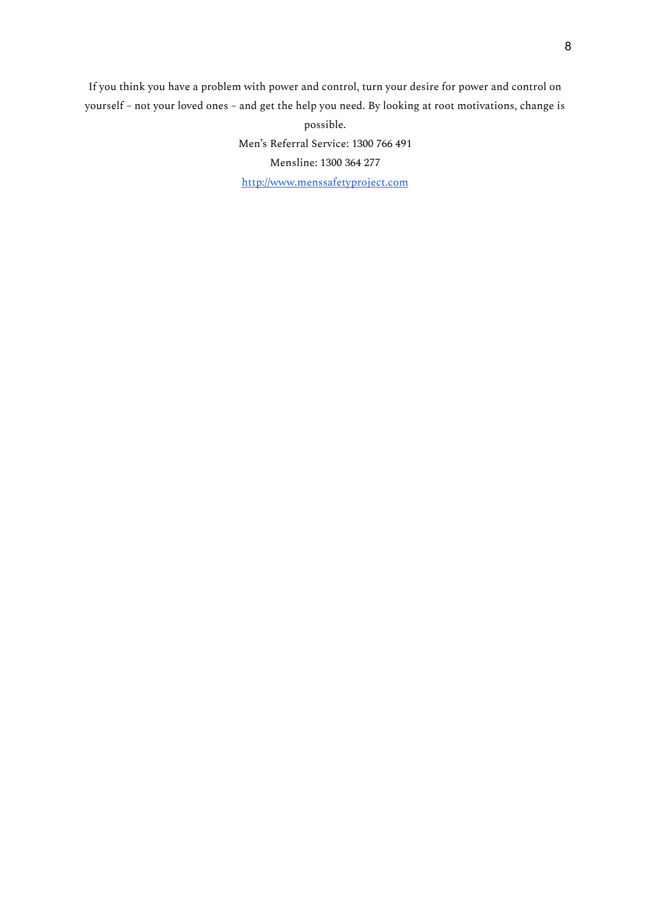If you think you have a problem with power and control, turn your desire for power and control on yourself – not your loved ones – and get the help you need. By looking at root motivations, change is possible.

Men's Referral Service: 1300 766 491

Mensline: 1300 364 277

[http://www.menssafetyproject.com](http://www.menssafetyproject.com)